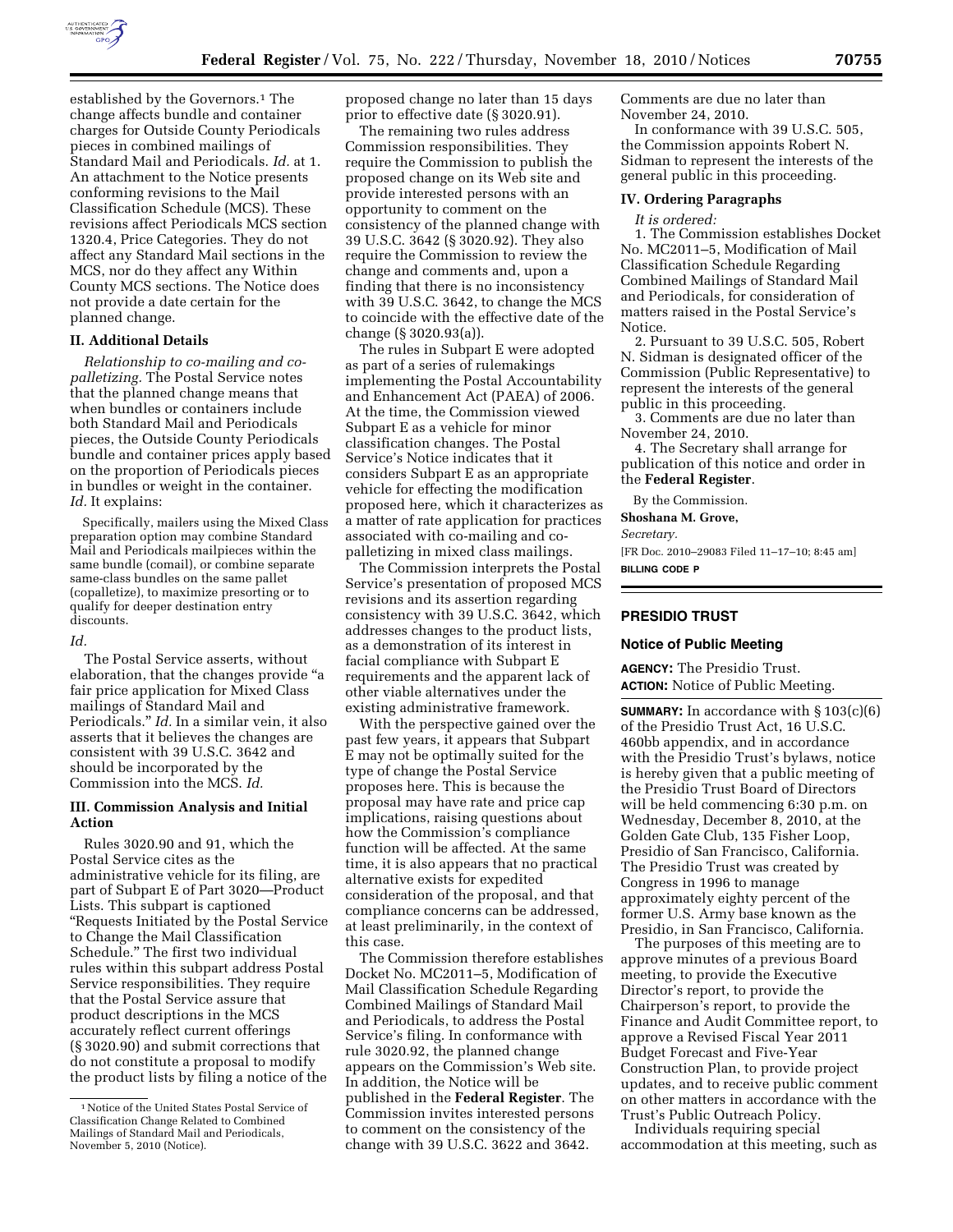established by the Governors.[1] The change affects bundle and container charges for Outside County Periodicals pieces in combined mailings of Standard Mail and Periodicals. *Id.* at 1. An attachment to the Notice presents conforming revisions to the Mail Classification Schedule (MCS). These revisions affect Periodicals MCS section 1320.4, Price Categories. They do not affect any Standard Mail sections in the MCS, nor do they affect any Within County MCS sections. The Notice does not provide a date certain for the planned change.

## II. Additional Details

*Relationship to co-mailing and co-palletizing.* The Postal Service notes that the planned change means that when bundles or containers include both Standard Mail and Periodicals pieces, the Outside County Periodicals bundle and container prices apply based on the proportion of Periodicals pieces in bundles or weight in the container. *Id.* It explains:

> Specifically, mailers using the Mixed Class preparation option may combine Standard Mail and Periodicals mailpieces within the same bundle (comail), or combine separate same-class bundles on the same pallet (copalletize), to maximize presorting or to qualify for deeper destination entry discounts.

*Id.*

The Postal Service asserts, without elaboration, that the changes provide "a fair price application for Mixed Class mailings of Standard Mail and Periodicals." *Id.* In a similar vein, it also asserts that it believes the changes are consistent with 39 U.S.C. 3642 and should be incorporated by the Commission into the MCS. *Id.*

## III. Commission Analysis and Initial Action

Rules 3020.90 and 91, which the Postal Service cites as the administrative vehicle for its filing, are part of Subpart E of Part 3020—Product Lists. This subpart is captioned "Requests Initiated by the Postal Service to Change the Mail Classification Schedule." The first two individual rules within this subpart address Postal Service responsibilities. They require that the Postal Service assure that product descriptions in the MCS accurately reflect current offerings (§ 3020.90) and submit corrections that do not constitute a proposal to modify the product lists by filing a notice of the proposed change no later than 15 days prior to effective date (§ 3020.91).

The remaining two rules address Commission responsibilities. They require the Commission to publish the proposed change on its Web site and provide interested persons with an opportunity to comment on the consistency of the planned change with 39 U.S.C. 3642 (§ 3020.92). They also require the Commission to review the change and comments and, upon a finding that there is no inconsistency with 39 U.S.C. 3642, to change the MCS to coincide with the effective date of the change (§ 3020.93(a)).

The rules in Subpart E were adopted as part of a series of rulemakings implementing the Postal Accountability and Enhancement Act (PAEA) of 2006. At the time, the Commission viewed Subpart E as a vehicle for minor classification changes. The Postal Service's Notice indicates that it considers Subpart E as an appropriate vehicle for effecting the modification proposed here, which it characterizes as a matter of rate application for practices associated with co-mailing and co-palletizing in mixed class mailings.

The Commission interprets the Postal Service's presentation of proposed MCS revisions and its assertion regarding consistency with 39 U.S.C. 3642, which addresses changes to the product lists, as a demonstration of its interest in facial compliance with Subpart E requirements and the apparent lack of other viable alternatives under the existing administrative framework.

With the perspective gained over the past few years, it appears that Subpart E may not be optimally suited for the type of change the Postal Service proposes here. This is because the proposal may have rate and price cap implications, raising questions about how the Commission's compliance function will be affected. At the same time, it is also appears that no practical alternative exists for expedited consideration of the proposal, and that compliance concerns can be addressed, at least preliminarily, in the context of this case.

The Commission therefore establishes Docket No. MC2011–5, Modification of Mail Classification Schedule Regarding Combined Mailings of Standard Mail and Periodicals, to address the Postal Service's filing. In conformance with rule 3020.92, the planned change appears on the Commission's Web site. In addition, the Notice will be published in the **Federal Register**. The Commission invites interested persons to comment on the consistency of the change with 39 U.S.C. 3622 and 3642. Comments are due no later than November 24, 2010.

In conformance with 39 U.S.C. 505, the Commission appoints Robert N. Sidman to represent the interests of the general public in this proceeding.

## IV. Ordering Paragraphs

*It is ordered:*

1. The Commission establishes Docket No. MC2011–5, Modification of Mail Classification Schedule Regarding Combined Mailings of Standard Mail and Periodicals, for consideration of matters raised in the Postal Service's Notice.

2. Pursuant to 39 U.S.C. 505, Robert N. Sidman is designated officer of the Commission (Public Representative) to represent the interests of the general public in this proceeding.

3. Comments are due no later than November 24, 2010.

4. The Secretary shall arrange for publication of this notice and order in the **Federal Register**.

By the Commission.

**Shoshana M. Grove,**

*Secretary.*

[FR Doc. 2010–29083 Filed 11–17–10; 8:45 am]

**BILLING CODE P**

[1] Notice of the United States Postal Service of Classification Change Related to Combined Mailings of Standard Mail and Periodicals, November 5, 2010 (Notice).

---

# PRESIDIO TRUST

## Notice of Public Meeting

**AGENCY:** The Presidio Trust.

**ACTION:** Notice of Public Meeting.

**SUMMARY:** In accordance with § 103(c)(6) of the Presidio Trust Act, 16 U.S.C. 460bb appendix, and in accordance with the Presidio Trust's bylaws, notice is hereby given that a public meeting of the Presidio Trust Board of Directors will be held commencing 6:30 p.m. on Wednesday, December 8, 2010, at the Golden Gate Club, 135 Fisher Loop, Presidio of San Francisco, California. The Presidio Trust was created by Congress in 1996 to manage approximately eighty percent of the former U.S. Army base known as the Presidio, in San Francisco, California.

The purposes of this meeting are to approve minutes of a previous Board meeting, to provide the Executive Director's report, to provide the Chairperson's report, to provide the Finance and Audit Committee report, to approve a Revised Fiscal Year 2011 Budget Forecast and Five-Year Construction Plan, to provide project updates, and to receive public comment on other matters in accordance with the Trust's Public Outreach Policy.

Individuals requiring special accommodation at this meeting, such as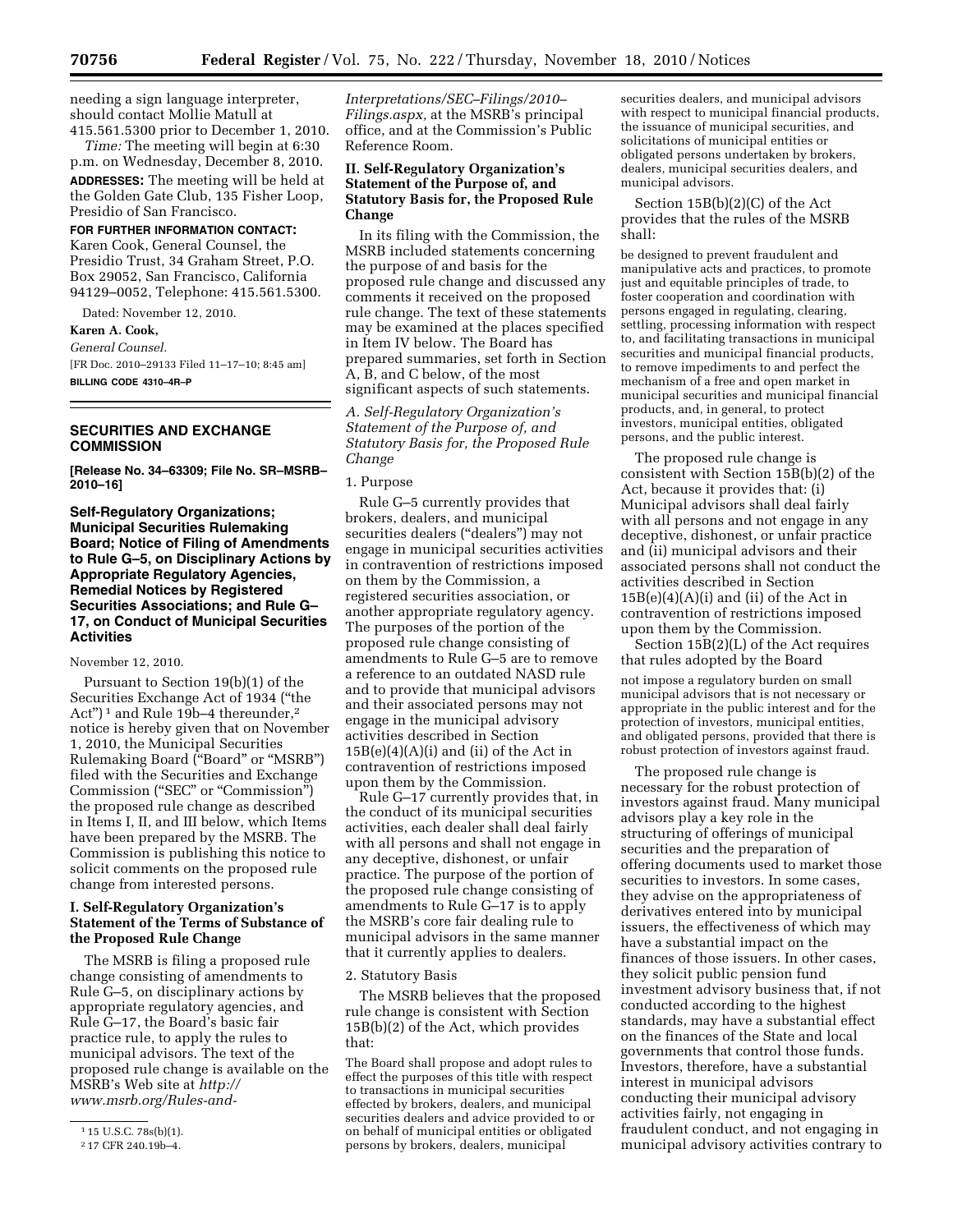needing a sign language interpreter, should contact Mollie Matull at 415.561.5300 prior to December 1, 2010.

*Time:* The meeting will begin at 6:30 p.m. on Wednesday, December 8, 2010.

**ADDRESSES:** The meeting will be held at the Golden Gate Club, 135 Fisher Loop, Presidio of San Francisco.

**FOR FURTHER INFORMATION CONTACT:** Karen Cook, General Counsel, the Presidio Trust, 34 Graham Street, P.O. Box 29052, San Francisco, California 94129–0052, Telephone: 415.561.5300.

Dated: November 12, 2010.

**Karen A. Cook,**

*General Counsel.*

[FR Doc. 2010–29133 Filed 11–17–10; 8:45 am]

**BILLING CODE 4310–4R–P**

## SECURITIES AND EXCHANGE COMMISSION

**[Release No. 34–63309; File No. SR–MSRB–2010–16]**

## Self-Regulatory Organizations; Municipal Securities Rulemaking Board; Notice of Filing of Amendments to Rule G–5, on Disciplinary Actions by Appropriate Regulatory Agencies, Remedial Notices by Registered Securities Associations; and Rule G–17, on Conduct of Municipal Securities Activities

November 12, 2010.

Pursuant to Section 19(b)(1) of the Securities Exchange Act of 1934 ("the Act")[1] and Rule 19b–4 thereunder,[2] notice is hereby given that on November 1, 2010, the Municipal Securities Rulemaking Board ("Board" or "MSRB") filed with the Securities and Exchange Commission ("SEC" or "Commission") the proposed rule change as described in Items I, II, and III below, which Items have been prepared by the MSRB. The Commission is publishing this notice to solicit comments on the proposed rule change from interested persons.

### I. Self-Regulatory Organization's Statement of the Terms of Substance of the Proposed Rule Change

The MSRB is filing a proposed rule change consisting of amendments to Rule G–5, on disciplinary actions by appropriate regulatory agencies, and Rule G–17, the Board's basic fair practice rule, to apply the rules to municipal advisors. The text of the proposed rule change is available on the MSRB's Web site at *http://www.msrb.org/Rules-and-Interpretations/SEC–Filings/2010–Filings.aspx,* at the MSRB's principal office, and at the Commission's Public Reference Room.

### II. Self-Regulatory Organization's Statement of the Purpose of, and Statutory Basis for, the Proposed Rule Change

In its filing with the Commission, the MSRB included statements concerning the purpose of and basis for the proposed rule change and discussed any comments it received on the proposed rule change. The text of these statements may be examined at the places specified in Item IV below. The Board has prepared summaries, set forth in Section A, B, and C below, of the most significant aspects of such statements.

*A. Self-Regulatory Organization's Statement of the Purpose of, and Statutory Basis for, the Proposed Rule Change*

1. Purpose

Rule G–5 currently provides that brokers, dealers, and municipal securities dealers ("dealers") may not engage in municipal securities activities in contravention of restrictions imposed on them by the Commission, a registered securities association, or another appropriate regulatory agency. The purposes of the portion of the proposed rule change consisting of amendments to Rule G–5 are to remove a reference to an outdated NASD rule and to provide that municipal advisors and their associated persons may not engage in the municipal advisory activities described in Section 15B(e)(4)(A)(i) and (ii) of the Act in contravention of restrictions imposed upon them by the Commission.

Rule G–17 currently provides that, in the conduct of its municipal securities activities, each dealer shall deal fairly with all persons and shall not engage in any deceptive, dishonest, or unfair practice. The purpose of the portion of the proposed rule change consisting of amendments to Rule G–17 is to apply the MSRB's core fair dealing rule to municipal advisors in the same manner that it currently applies to dealers.

2. Statutory Basis

The MSRB believes that the proposed rule change is consistent with Section 15B(b)(2) of the Act, which provides that:

> The Board shall propose and adopt rules to effect the purposes of this title with respect to transactions in municipal securities effected by brokers, dealers, and municipal securities dealers and advice provided to or on behalf of municipal entities or obligated persons by brokers, dealers, municipal securities dealers, and municipal advisors with respect to municipal financial products, the issuance of municipal securities, and solicitations of municipal entities or obligated persons undertaken by brokers, dealers, municipal securities dealers, and municipal advisors.

Section 15B(b)(2)(C) of the Act provides that the rules of the MSRB shall:

> be designed to prevent fraudulent and manipulative acts and practices, to promote just and equitable principles of trade, to foster cooperation and coordination with persons engaged in regulating, clearing, settling, processing information with respect to, and facilitating transactions in municipal securities and municipal financial products, to remove impediments to and perfect the mechanism of a free and open market in municipal securities and municipal financial products, and, in general, to protect investors, municipal entities, obligated persons, and the public interest.

The proposed rule change is consistent with Section 15B(b)(2) of the Act, because it provides that: (i) Municipal advisors shall deal fairly with all persons and not engage in any deceptive, dishonest, or unfair practice and (ii) municipal advisors and their associated persons shall not conduct the activities described in Section 15B(e)(4)(A)(i) and (ii) of the Act in contravention of restrictions imposed upon them by the Commission.

Section 15B(2)(L) of the Act requires that rules adopted by the Board

> not impose a regulatory burden on small municipal advisors that is not necessary or appropriate in the public interest and for the protection of investors, municipal entities, and obligated persons, provided that there is robust protection of investors against fraud.

The proposed rule change is necessary for the robust protection of investors against fraud. Many municipal advisors play a key role in the structuring of offerings of municipal securities and the preparation of offering documents used to market those securities to investors. In some cases, they advise on the appropriateness of derivatives entered into by municipal issuers, the effectiveness of which may have a substantial impact on the finances of those issuers. In other cases, they solicit public pension fund investment advisory business that, if not conducted according to the highest standards, may have a substantial effect on the finances of the State and local governments that control those funds. Investors, therefore, have a substantial interest in municipal advisors conducting their municipal advisory activities fairly, not engaging in fraudulent conduct, and not engaging in municipal advisory activities contrary to

[1] 15 U.S.C. 78s(b)(1).

[2] 17 CFR 240.19b–4.